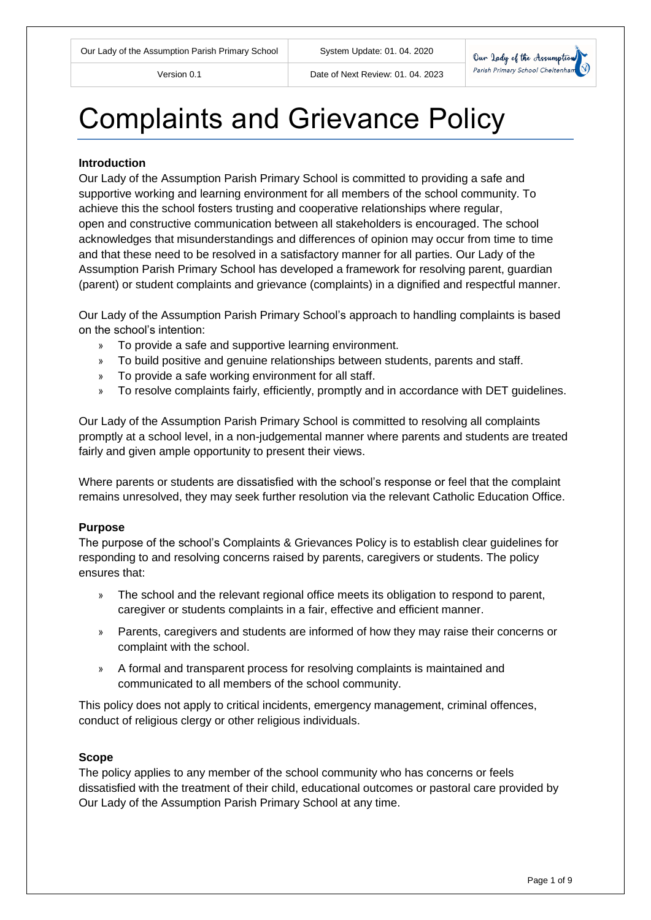| Our Lady of the Assumption Parish Primary School | System Update: 01. 04. 2020 |
| --- | --- |
| Version 0.1 | Date of Next Review: 01. 04. 2023 |

# Complaints and Grievance Policy

**Introduction**

Our Lady of the Assumption Parish Primary School is committed to providing a safe and supportive working and learning environment for all members of the school community. To achieve this the school fosters trusting and cooperative relationships where regular, open and constructive communication between all stakeholders is encouraged. The school acknowledges that misunderstandings and differences of opinion may occur from time to time and that these need to be resolved in a satisfactory manner for all parties. Our Lady of the Assumption Parish Primary School has developed a framework for resolving parent, guardian (parent) or student complaints and grievance (complaints) in a dignified and respectful manner.

Our Lady of the Assumption Parish Primary School's approach to handling complaints is based on the school's intention:

- To provide a safe and supportive learning environment.
- To build positive and genuine relationships between students, parents and staff.
- To provide a safe working environment for all staff.
- To resolve complaints fairly, efficiently, promptly and in accordance with DET guidelines.

Our Lady of the Assumption Parish Primary School is committed to resolving all complaints promptly at a school level, in a non-judgemental manner where parents and students are treated fairly and given ample opportunity to present their views.

Where parents or students are dissatisfied with the school's response or feel that the complaint remains unresolved, they may seek further resolution via the relevant Catholic Education Office.

**Purpose**

The purpose of the school's Complaints & Grievances Policy is to establish clear guidelines for responding to and resolving concerns raised by parents, caregivers or students. The policy ensures that:

- The school and the relevant regional office meets its obligation to respond to parent, caregiver or students complaints in a fair, effective and efficient manner.
- Parents, caregivers and students are informed of how they may raise their concerns or complaint with the school.
- A formal and transparent process for resolving complaints is maintained and communicated to all members of the school community.

This policy does not apply to critical incidents, emergency management, criminal offences, conduct of religious clergy or other religious individuals.

**Scope**

The policy applies to any member of the school community who has concerns or feels dissatisfied with the treatment of their child, educational outcomes or pastoral care provided by Our Lady of the Assumption Parish Primary School at any time.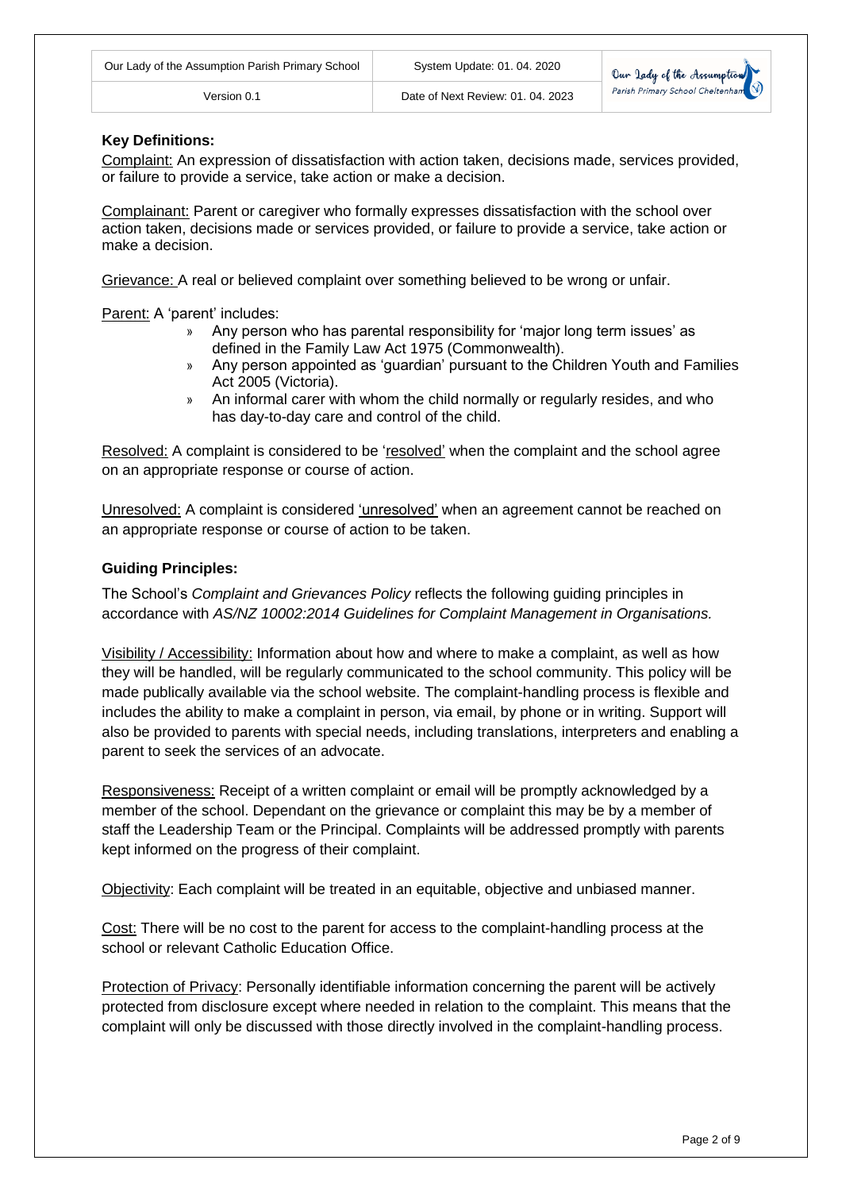**Key Definitions:**

Complaint: An expression of dissatisfaction with action taken, decisions made, services provided, or failure to provide a service, take action or make a decision.

Complainant: Parent or caregiver who formally expresses dissatisfaction with the school over action taken, decisions made or services provided, or failure to provide a service, take action or make a decision.

Grievance: A real or believed complaint over something believed to be wrong or unfair.

Parent: A 'parent' includes:

- Any person who has parental responsibility for 'major long term issues' as defined in the Family Law Act 1975 (Commonwealth).
- Any person appointed as 'guardian' pursuant to the Children Youth and Families Act 2005 (Victoria).
- An informal carer with whom the child normally or regularly resides, and who has day-to-day care and control of the child.

Resolved: A complaint is considered to be 'resolved' when the complaint and the school agree on an appropriate response or course of action.

Unresolved: A complaint is considered 'unresolved' when an agreement cannot be reached on an appropriate response or course of action to be taken.

**Guiding Principles:**

The School's *Complaint and Grievances Policy* reflects the following guiding principles in accordance with *AS/NZ 10002:2014 Guidelines for Complaint Management in Organisations.*

Visibility / Accessibility: Information about how and where to make a complaint, as well as how they will be handled, will be regularly communicated to the school community. This policy will be made publically available via the school website. The complaint-handling process is flexible and includes the ability to make a complaint in person, via email, by phone or in writing. Support will also be provided to parents with special needs, including translations, interpreters and enabling a parent to seek the services of an advocate.

Responsiveness: Receipt of a written complaint or email will be promptly acknowledged by a member of the school. Dependant on the grievance or complaint this may be by a member of staff the Leadership Team or the Principal. Complaints will be addressed promptly with parents kept informed on the progress of their complaint.

Objectivity: Each complaint will be treated in an equitable, objective and unbiased manner.

Cost: There will be no cost to the parent for access to the complaint-handling process at the school or relevant Catholic Education Office.

Protection of Privacy: Personally identifiable information concerning the parent will be actively protected from disclosure except where needed in relation to the complaint. This means that the complaint will only be discussed with those directly involved in the complaint-handling process.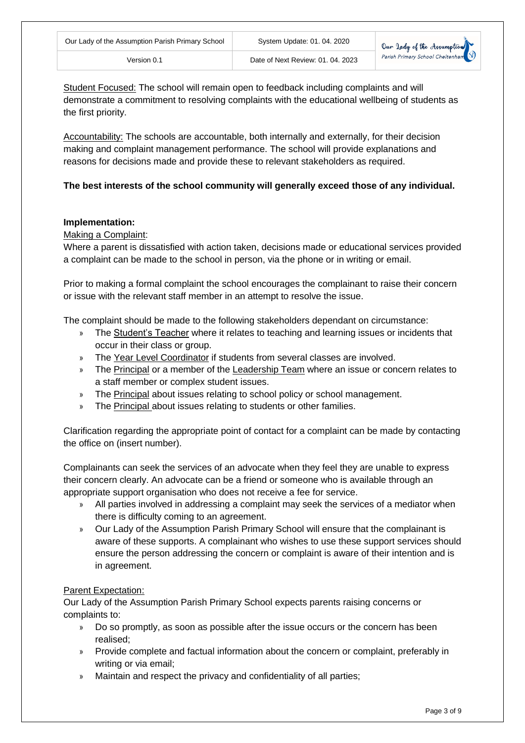Student Focused: The school will remain open to feedback including complaints and will demonstrate a commitment to resolving complaints with the educational wellbeing of students as the first priority.

Accountability: The schools are accountable, both internally and externally, for their decision making and complaint management performance. The school will provide explanations and reasons for decisions made and provide these to relevant stakeholders as required.

**The best interests of the school community will generally exceed those of any individual.**

**Implementation:**

Making a Complaint:

Where a parent is dissatisfied with action taken, decisions made or educational services provided a complaint can be made to the school in person, via the phone or in writing or email.

Prior to making a formal complaint the school encourages the complainant to raise their concern or issue with the relevant staff member in an attempt to resolve the issue.

The complaint should be made to the following stakeholders dependant on circumstance:

- The Student's Teacher where it relates to teaching and learning issues or incidents that occur in their class or group.
- The Year Level Coordinator if students from several classes are involved.
- The Principal or a member of the Leadership Team where an issue or concern relates to a staff member or complex student issues.
- The Principal about issues relating to school policy or school management.
- The Principal about issues relating to students or other families.

Clarification regarding the appropriate point of contact for a complaint can be made by contacting the office on (insert number).

Complainants can seek the services of an advocate when they feel they are unable to express their concern clearly. An advocate can be a friend or someone who is available through an appropriate support organisation who does not receive a fee for service.

- All parties involved in addressing a complaint may seek the services of a mediator when there is difficulty coming to an agreement.
- Our Lady of the Assumption Parish Primary School will ensure that the complainant is aware of these supports. A complainant who wishes to use these support services should ensure the person addressing the concern or complaint is aware of their intention and is in agreement.

Parent Expectation:

Our Lady of the Assumption Parish Primary School expects parents raising concerns or complaints to:

- Do so promptly, as soon as possible after the issue occurs or the concern has been realised;
- Provide complete and factual information about the concern or complaint, preferably in writing or via email;
- Maintain and respect the privacy and confidentiality of all parties;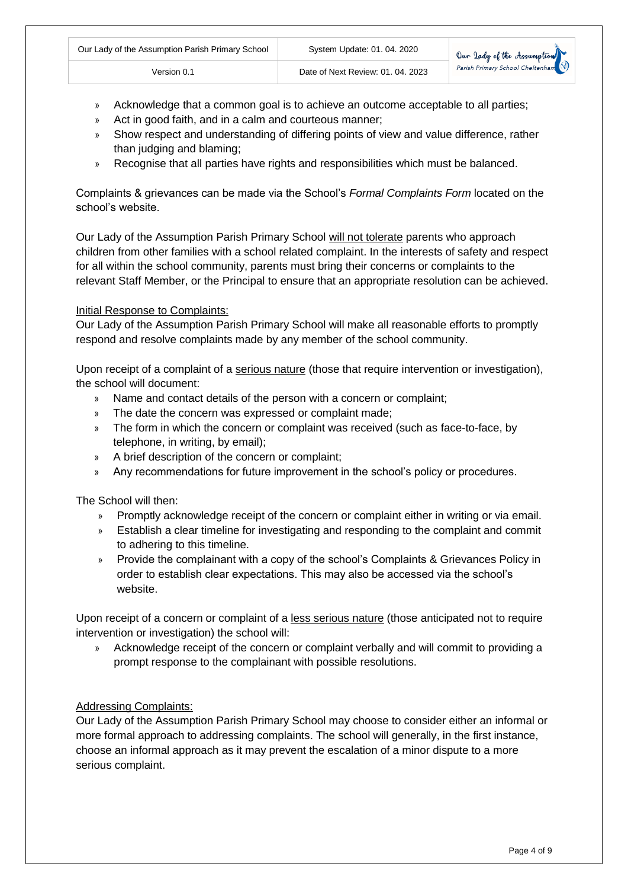- Acknowledge that a common goal is to achieve an outcome acceptable to all parties;
- Act in good faith, and in a calm and courteous manner;
- Show respect and understanding of differing points of view and value difference, rather than judging and blaming;
- Recognise that all parties have rights and responsibilities which must be balanced.

Complaints & grievances can be made via the School's *Formal Complaints Form* located on the school's website.

Our Lady of the Assumption Parish Primary School <u>will not tolerate</u> parents who approach children from other families with a school related complaint. In the interests of safety and respect for all within the school community, parents must bring their concerns or complaints to the relevant Staff Member, or the Principal to ensure that an appropriate resolution can be achieved.

<u>Initial Response to Complaints:</u>

Our Lady of the Assumption Parish Primary School will make all reasonable efforts to promptly respond and resolve complaints made by any member of the school community.

Upon receipt of a complaint of a <u>serious nature</u> (those that require intervention or investigation), the school will document:

- Name and contact details of the person with a concern or complaint;
- The date the concern was expressed or complaint made;
- The form in which the concern or complaint was received (such as face-to-face, by telephone, in writing, by email);
- A brief description of the concern or complaint;
- Any recommendations for future improvement in the school's policy or procedures.

The School will then:

- Promptly acknowledge receipt of the concern or complaint either in writing or via email.
- Establish a clear timeline for investigating and responding to the complaint and commit to adhering to this timeline.
- Provide the complainant with a copy of the school's Complaints & Grievances Policy in order to establish clear expectations. This may also be accessed via the school's website.

Upon receipt of a concern or complaint of a <u>less serious nature</u> (those anticipated not to require intervention or investigation) the school will:

- Acknowledge receipt of the concern or complaint verbally and will commit to providing a prompt response to the complainant with possible resolutions.

<u>Addressing Complaints:</u>

Our Lady of the Assumption Parish Primary School may choose to consider either an informal or more formal approach to addressing complaints. The school will generally, in the first instance, choose an informal approach as it may prevent the escalation of a minor dispute to a more serious complaint.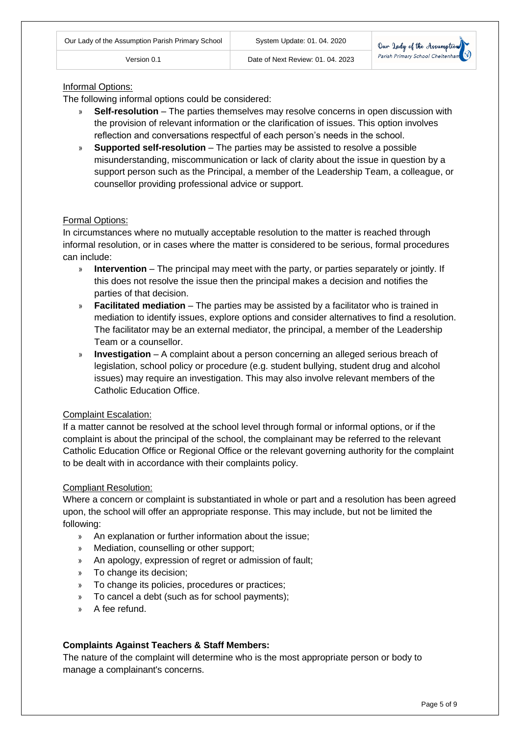Informal Options:

The following informal options could be considered:

- **Self-resolution** – The parties themselves may resolve concerns in open discussion with the provision of relevant information or the clarification of issues. This option involves reflection and conversations respectful of each person's needs in the school.
- **Supported self-resolution** – The parties may be assisted to resolve a possible misunderstanding, miscommunication or lack of clarity about the issue in question by a support person such as the Principal, a member of the Leadership Team, a colleague, or counsellor providing professional advice or support.

Formal Options:

In circumstances where no mutually acceptable resolution to the matter is reached through informal resolution, or in cases where the matter is considered to be serious, formal procedures can include:

- **Intervention** – The principal may meet with the party, or parties separately or jointly. If this does not resolve the issue then the principal makes a decision and notifies the parties of that decision.
- **Facilitated mediation** – The parties may be assisted by a facilitator who is trained in mediation to identify issues, explore options and consider alternatives to find a resolution. The facilitator may be an external mediator, the principal, a member of the Leadership Team or a counsellor.
- **Investigation** – A complaint about a person concerning an alleged serious breach of legislation, school policy or procedure (e.g. student bullying, student drug and alcohol issues) may require an investigation. This may also involve relevant members of the Catholic Education Office.

Complaint Escalation:

If a matter cannot be resolved at the school level through formal or informal options, or if the complaint is about the principal of the school, the complainant may be referred to the relevant Catholic Education Office or Regional Office or the relevant governing authority for the complaint to be dealt with in accordance with their complaints policy.

Compliant Resolution:

Where a concern or complaint is substantiated in whole or part and a resolution has been agreed upon, the school will offer an appropriate response. This may include, but not be limited the following:

- An explanation or further information about the issue;
- Mediation, counselling or other support;
- An apology, expression of regret or admission of fault;
- To change its decision;
- To change its policies, procedures or practices;
- To cancel a debt (such as for school payments);
- A fee refund.

**Complaints Against Teachers & Staff Members:**

The nature of the complaint will determine who is the most appropriate person or body to manage a complainant's concerns.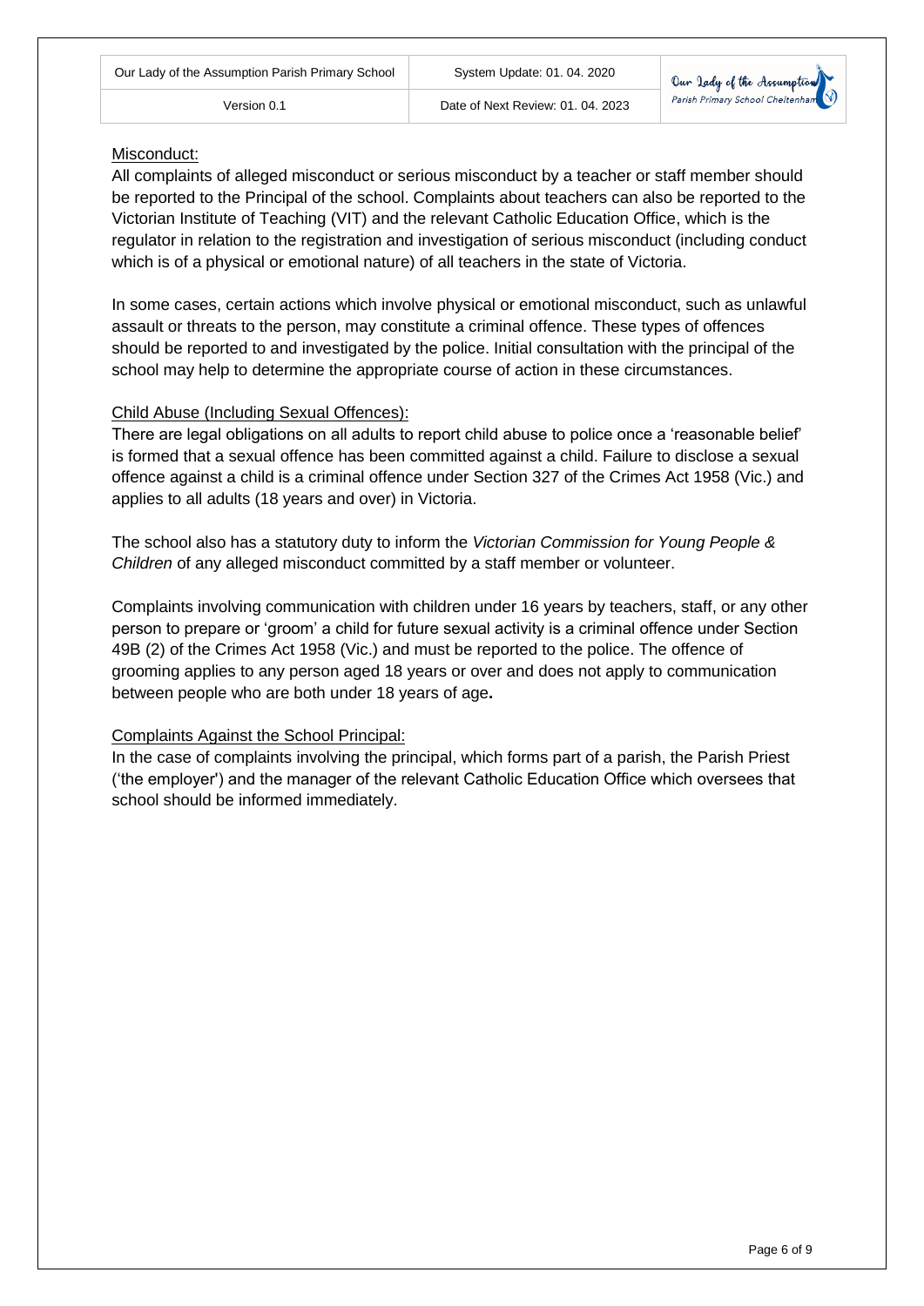Misconduct:

All complaints of alleged misconduct or serious misconduct by a teacher or staff member should be reported to the Principal of the school. Complaints about teachers can also be reported to the Victorian Institute of Teaching (VIT) and the relevant Catholic Education Office, which is the regulator in relation to the registration and investigation of serious misconduct (including conduct which is of a physical or emotional nature) of all teachers in the state of Victoria.

In some cases, certain actions which involve physical or emotional misconduct, such as unlawful assault or threats to the person, may constitute a criminal offence. These types of offences should be reported to and investigated by the police. Initial consultation with the principal of the school may help to determine the appropriate course of action in these circumstances.

Child Abuse (Including Sexual Offences):

There are legal obligations on all adults to report child abuse to police once a 'reasonable belief' is formed that a sexual offence has been committed against a child. Failure to disclose a sexual offence against a child is a criminal offence under Section 327 of the Crimes Act 1958 (Vic.) and applies to all adults (18 years and over) in Victoria.

The school also has a statutory duty to inform the *Victorian Commission for Young People & Children* of any alleged misconduct committed by a staff member or volunteer.

Complaints involving communication with children under 16 years by teachers, staff, or any other person to prepare or 'groom' a child for future sexual activity is a criminal offence under Section 49B (2) of the Crimes Act 1958 (Vic.) and must be reported to the police. The offence of grooming applies to any person aged 18 years or over and does not apply to communication between people who are both under 18 years of age**.**

Complaints Against the School Principal:

In the case of complaints involving the principal, which forms part of a parish, the Parish Priest ('the employer') and the manager of the relevant Catholic Education Office which oversees that school should be informed immediately.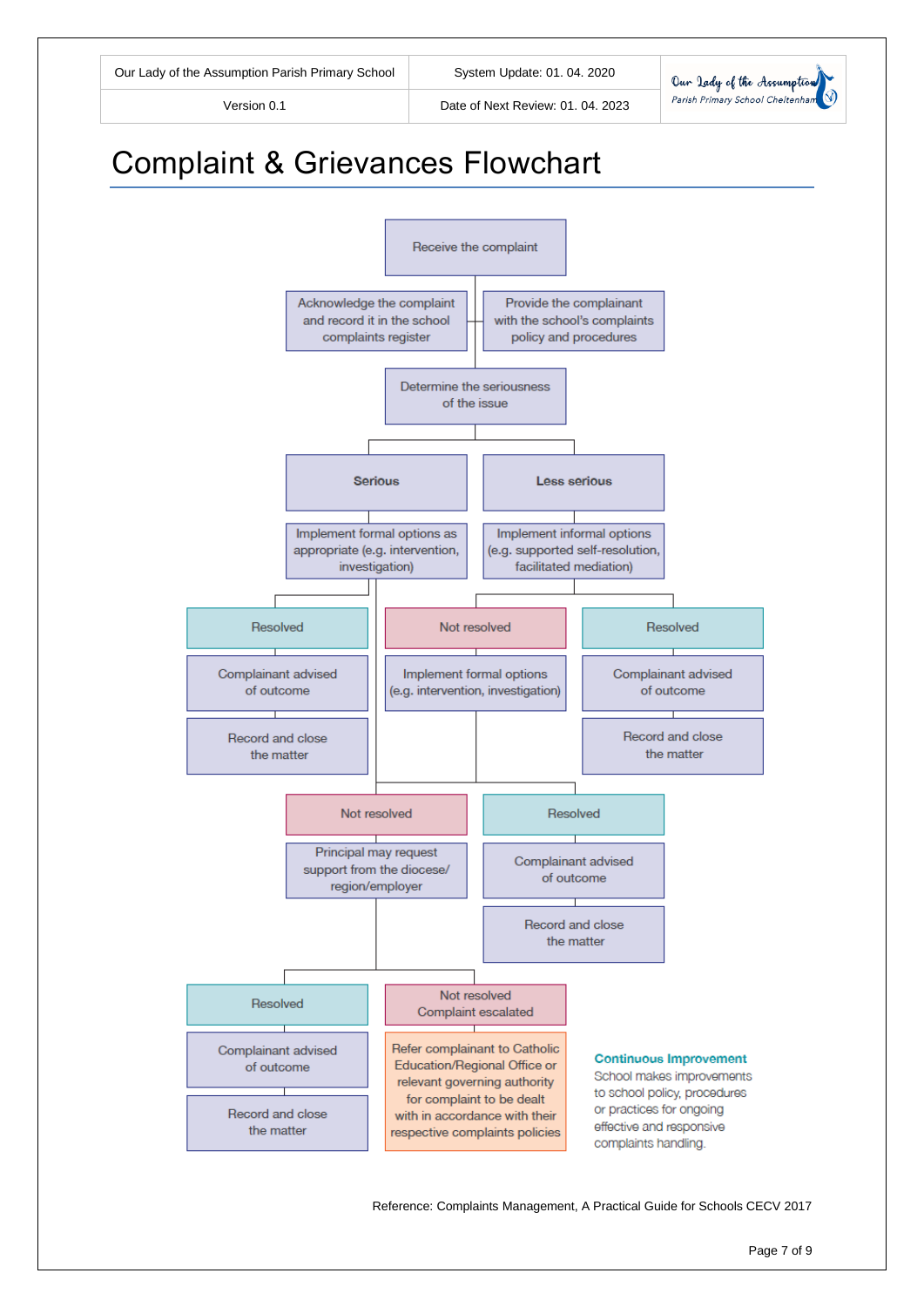# Complaint & Grievances Flowchart

Receive the complaint

Acknowledge the complaint and record it in the school complaints register

Provide the complainant with the school's complaints policy and procedures

Determine the seriousness of the issue

**Serious**

Implement formal options as appropriate (e.g. intervention, investigation)

**Less serious**

Implement informal options (e.g. supported self-resolution, facilitated mediation)

Resolved

Complainant advised of outcome

Record and close the matter

Not resolved

Implement formal options (e.g. intervention, investigation)

Resolved

Complainant advised of outcome

Record and close the matter

Not resolved

Principal may request support from the diocese/ region/employer

Resolved

Complainant advised of outcome

Record and close the matter

Resolved

Complainant advised of outcome

Record and close the matter

Not resolved
Complaint escalated

Refer complainant to Catholic Education/Regional Office or relevant governing authority for complaint to be dealt with in accordance with their respective complaints policies

**Continuous Improvement**
School makes improvements to school policy, procedures or practices for ongoing effective and responsive complaints handling.

Reference: Complaints Management, A Practical Guide for Schools CECV 2017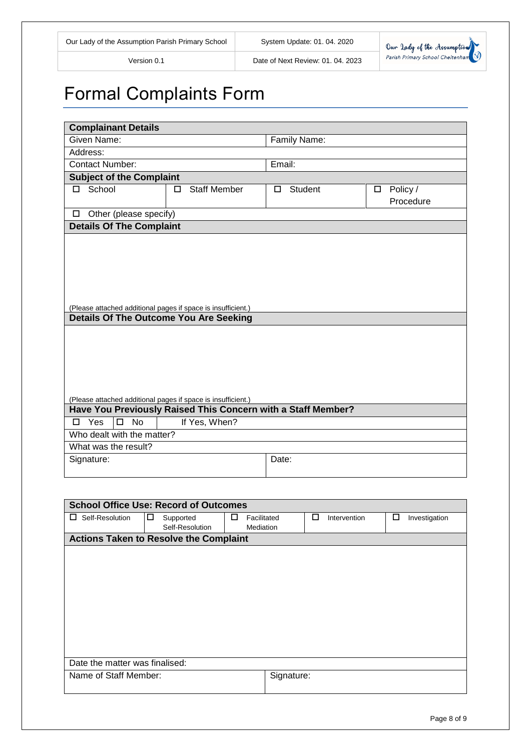# Formal Complaints Form

| Complainant Details | | | |
|---|---|---|---|
| Given Name: | | Family Name: | |
| Address: | | | |
| Contact Number: | | Email: | |
| **Subject of the Complaint** | | | |
| ☐ School | ☐ Staff Member | ☐ Student | ☐ Policy / Procedure |
| ☐ Other (please specify) | | | |
| **Details Of The Complaint** | | | |
| (Please attached additional pages if space is insufficient.) | | | |
| **Details Of The Outcome You Are Seeking** | | | |
| (Please attached additional pages if space is insufficient.) | | | |
| **Have You Previously Raised This Concern with a Staff Member?** | | | |
| ☐ Yes ☐ No | If Yes, When? | | |
| Who dealt with the matter? | | | |
| What was the result? | | | |
| Signature: | | Date: | |

| School Office Use: Record of Outcomes | | | | |
|---|---|---|---|---|
| ☐ Self-Resolution | ☐ Supported Self-Resolution | ☐ Facilitated Mediation | ☐ Intervention | ☐ Investigation |
| **Actions Taken to Resolve the Complaint** | | | | |
| | | | | |
| Date the matter was finalised: | | | | |
| Name of Staff Member: | | Signature: | | |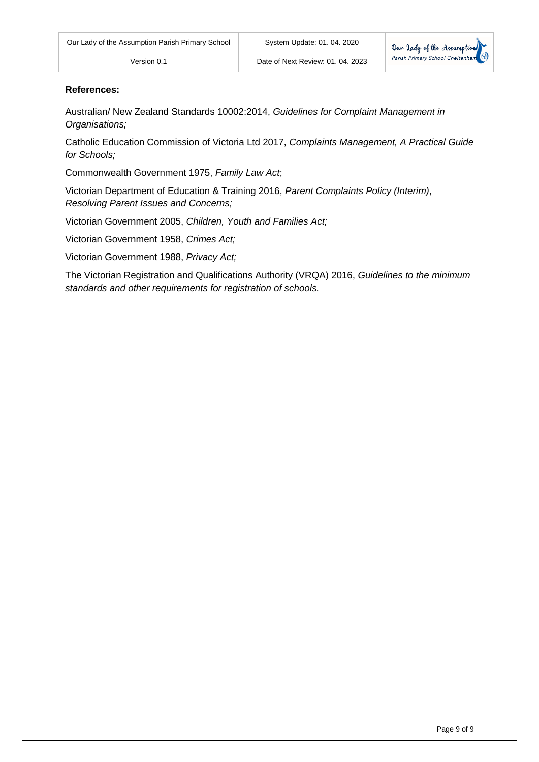**References:**

Australian/ New Zealand Standards 10002:2014, *Guidelines for Complaint Management in Organisations;*

Catholic Education Commission of Victoria Ltd 2017, *Complaints Management, A Practical Guide for Schools;*

Commonwealth Government 1975, *Family Law Act*;

Victorian Department of Education & Training 2016, *Parent Complaints Policy (Interim)*, *Resolving Parent Issues and Concerns;*

Victorian Government 2005, *Children, Youth and Families Act;*

Victorian Government 1958, *Crimes Act;*

Victorian Government 1988, *Privacy Act;*

The Victorian Registration and Qualifications Authority (VRQA) 2016, *Guidelines to the minimum standards and other requirements for registration of schools.*